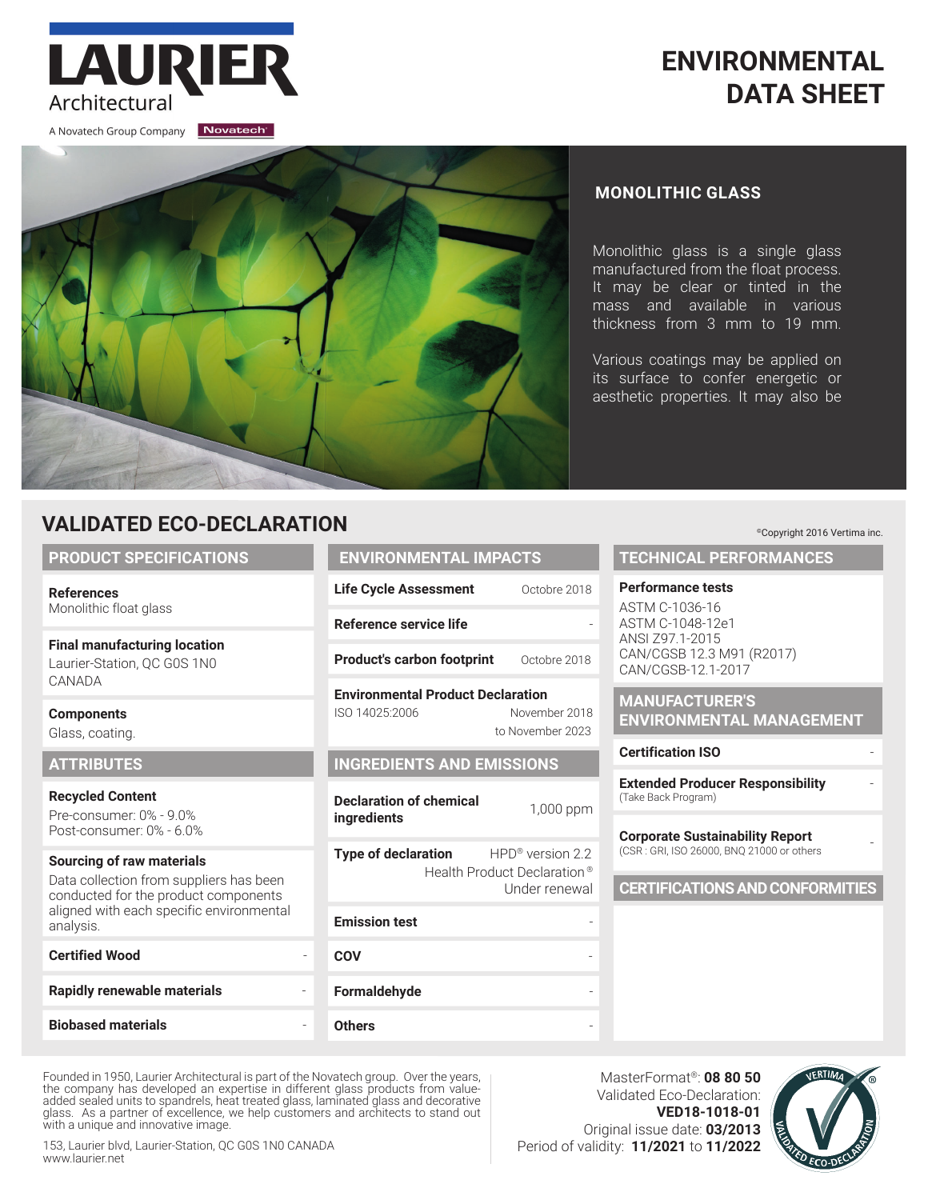# LAURIER Architectural

A Novatech Group Company Novatech

# ENVIRONMENTAL DATA SHEET

## MONOLITHIC GLASS

Monolithic glass is a single glass manufactured from the float process. It may be clear or tinted in the mass and available in various thickness from 3 mm to 19 mm.

Various coatings may be applied on its surface to confer energetic or aesthetic properties. It may also be

## VALIDATED ECO-DECLARATION

©Copyright 2016 Vertima inc.

### PRODUCT SPECIFICATIONS

**References**
Monolithic float glass

**Final manufacturing location**
Laurier-Station, QC G0S 1N0
CANADA

**Components**
Glass, coating.

### ATTRIBUTES

**Recycled Content**
Pre-consumer: 0% - 9.0%
Post-consumer: 0% - 6.0%

**Sourcing of raw materials**
Data collection from suppliers has been conducted for the product components aligned with each specific environmental analysis.

| | |
|---|---|
| **Certified Wood** | - |
| **Rapidly renewable materials** | - |
| **Biobased materials** | - |

### ENVIRONMENTAL IMPACTS

| | |
|---|---|
| **Life Cycle Assessment** | Octobre 2018 |
| **Reference service life** | - |
| **Product's carbon footprint** | Octobre 2018 |
| **Environmental Product Declaration** ISO 14025:2006 | November 2018 to November 2023 |

### INGREDIENTS AND EMISSIONS

| | |
|---|---|
| **Declaration of chemical ingredients** | 1,000 ppm |
| **Type of declaration** | HPD® version 2.2 Health Product Declaration® Under renewal |
| **Emission test** | - |
| **COV** | - |
| **Formaldehyde** | - |
| **Others** | - |

### TECHNICAL PERFORMANCES

**Performance tests**
ASTM C-1036-16
ASTM C-1048-12e1
ANSI Z97.1-2015
CAN/CGSB 12.3 M91 (R2017)
CAN/CGSB-12.1-2017

### MANUFACTURER'S ENVIRONMENTAL MANAGEMENT

| | |
|---|---|
| **Certification ISO** | - |
| **Extended Producer Responsibility** (Take Back Program) | - |
| **Corporate Sustainability Report** (CSR : GRI, ISO 26000, BNQ 21000 or others) | - |

### CERTIFICATIONS AND CONFORMITIES

Founded in 1950, Laurier Architectural is part of the Novatech group. Over the years, the company has developed an expertise in different glass products from value-added sealed units to spandrels, heat treated glass, laminated glass and decorative glass. As a partner of excellence, we help customers and architects to stand out with a unique and innovative image.

153, Laurier blvd, Laurier-Station, QC G0S 1N0 CANADA
www.laurier.net

MasterFormat®: **08 80 50**
Validated Eco-Declaration: **VED18-1018-01**
Original issue date: **03/2013**
Period of validity: **11/2021** to **11/2022**

VERTIMA® VALIDATED ECO-DECLARATION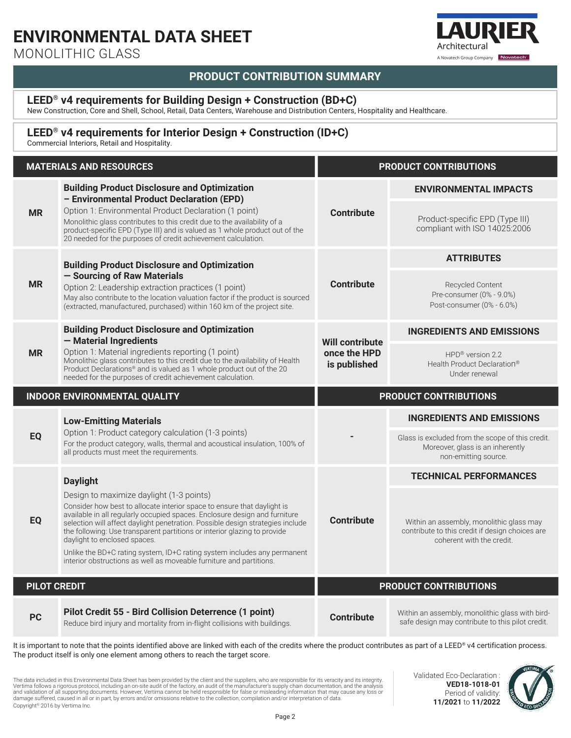# ENVIRONMENTAL DATA SHEET

MONOLITHIC GLASS

LAURIER Architectural
A Novatech Group Company Novatech

## PRODUCT CONTRIBUTION SUMMARY

### LEED® v4 requirements for Building Design + Construction (BD+C)

New Construction, Core and Shell, School, Retail, Data Centers, Warehouse and Distribution Centers, Hospitality and Healthcare.

### LEED® v4 requirements for Interior Design + Construction (ID+C)

Commercial Interiors, Retail and Hospitality.

| MATERIALS AND RESOURCES | | PRODUCT CONTRIBUTIONS | |
|---|---|---|---|
| MR | **Building Product Disclosure and Optimization – Environmental Product Declaration (EPD)**<br>Option 1: Environmental Product Declaration (1 point)<br>Monolithic glass contributes to this credit due to the availability of a product-specific EPD (Type III) and is valued as 1 whole product out of the 20 needed for the purposes of credit achievement calculation. | **Contribute** | **ENVIRONMENTAL IMPACTS**<br>Product-specific EPD (Type III) compliant with ISO 14025:2006 |
| MR | **Building Product Disclosure and Optimization — Sourcing of Raw Materials**<br>Option 2: Leadership extraction practices (1 point)<br>May also contribute to the location valuation factor if the product is sourced (extracted, manufactured, purchased) within 160 km of the project site. | **Contribute** | **ATTRIBUTES**<br>Recycled Content<br>Pre-consumer (0% - 9.0%)<br>Post-consumer (0% - 6.0%) |
| MR | **Building Product Disclosure and Optimization — Material Ingredients**<br>Option 1: Material ingredients reporting (1 point)<br>Monolithic glass contributes to this credit due to the availability of Health Product Declarations® and is valued as 1 whole product out of the 20 needed for the purposes of credit achievement calculation. | **Will contribute once the HPD is published** | **INGREDIENTS AND EMISSIONS**<br>HPD® version 2.2<br>Health Product Declaration®<br>Under renewal |

| INDOOR ENVIRONMENTAL QUALITY | | PRODUCT CONTRIBUTIONS | |
|---|---|---|---|
| EQ | **Low-Emitting Materials**<br>Option 1: Product category calculation (1-3 points)<br>For the product category, walls, thermal and acoustical insulation, 100% of all products must meet the requirements. | - | **INGREDIENTS AND EMISSIONS**<br>Glass is excluded from the scope of this credit. Moreover, glass is an inherently non-emitting source. |
| EQ | **Daylight**<br>Design to maximize daylight (1-3 points)<br>Consider how best to allocate interior space to ensure that daylight is available in all regularly occupied spaces. Enclosure design and furniture selection will affect daylight penetration. Possible design strategies include the following: Use transparent partitions or interior glazing to provide daylight to enclosed spaces.<br>Unlike the BD+C rating system, ID+C rating system includes any permanent interior obstructions as well as moveable furniture and partitions. | **Contribute** | **TECHNICAL PERFORMANCES**<br>Within an assembly, monolithic glass may contribute to this credit if design choices are coherent with the credit. |

| PILOT CREDIT | | PRODUCT CONTRIBUTIONS | |
|---|---|---|---|
| PC | **Pilot Credit 55 - Bird Collision Deterrence (1 point)**<br>Reduce bird injury and mortality from in-flight collisions with buildings. | **Contribute** | Within an assembly, monolithic glass with bird-safe design may contribute to this pilot credit. |

It is important to note that the points identified above are linked with each of the credits where the product contributes as part of a LEED® v4 certification process. The product itself is only one element among others to reach the target score.

The data included in this Environmental Data Sheet has been provided by the client and the suppliers, who are responsible for its veracity and its integrity. Vertima follows a rigorous protocol, including an on-site audit of the factory, an audit of the manufacturer's supply chain documentation, and the analysis and validation of all supporting documents. However, Vertima cannot be held responsible for false or misleading information that may cause any loss or damage suffered, caused in all or in part, by errors and/or omissions relative to the collection, compilation and/or interpretation of data.
Copyright© 2016 by Vertima Inc.

Validated Eco-Declaration : **VED18-1018-01**
Period of validity: **11/2021** to **11/2022**